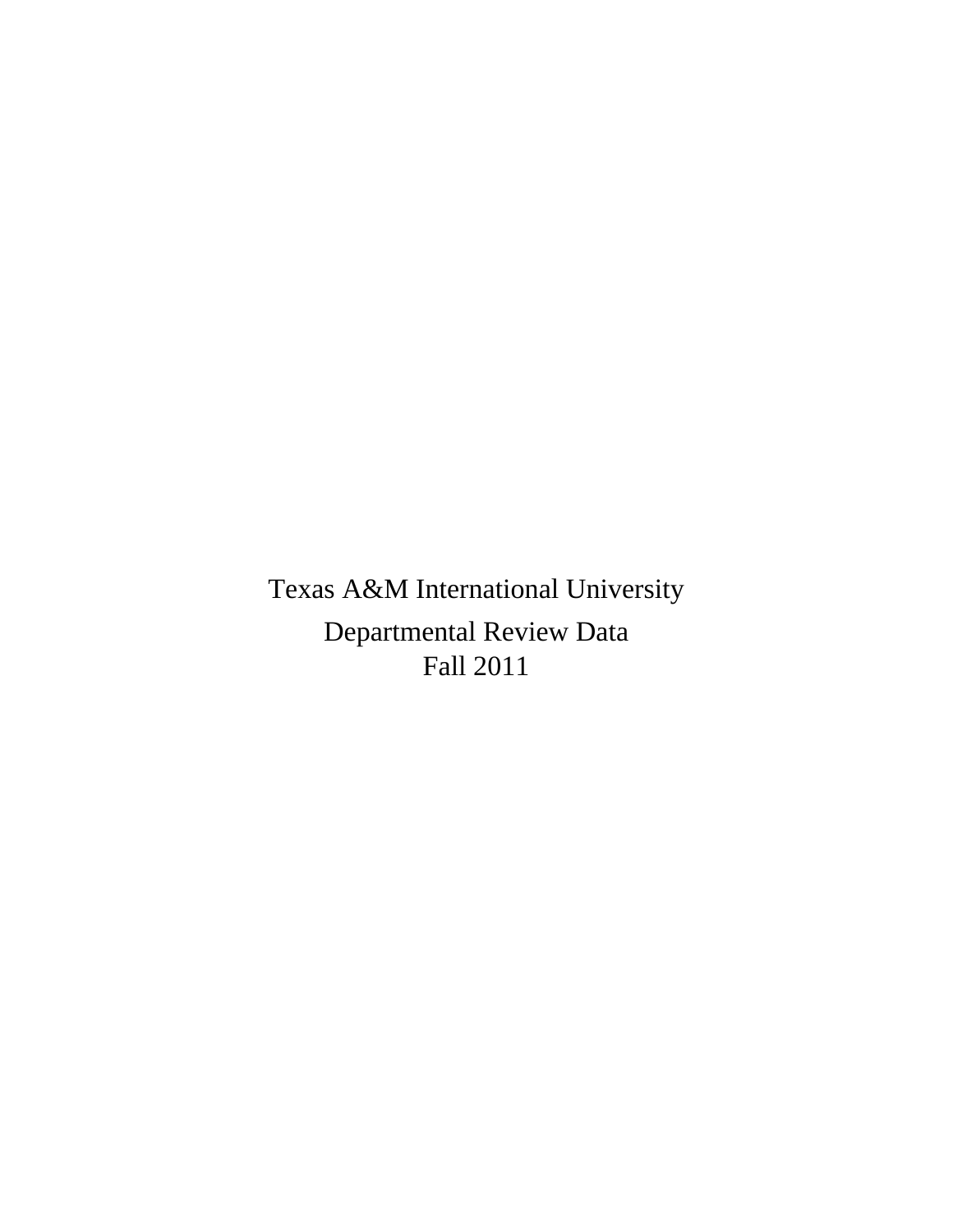# Texas A&M International University

## Departmental Review Data

## Fall 2011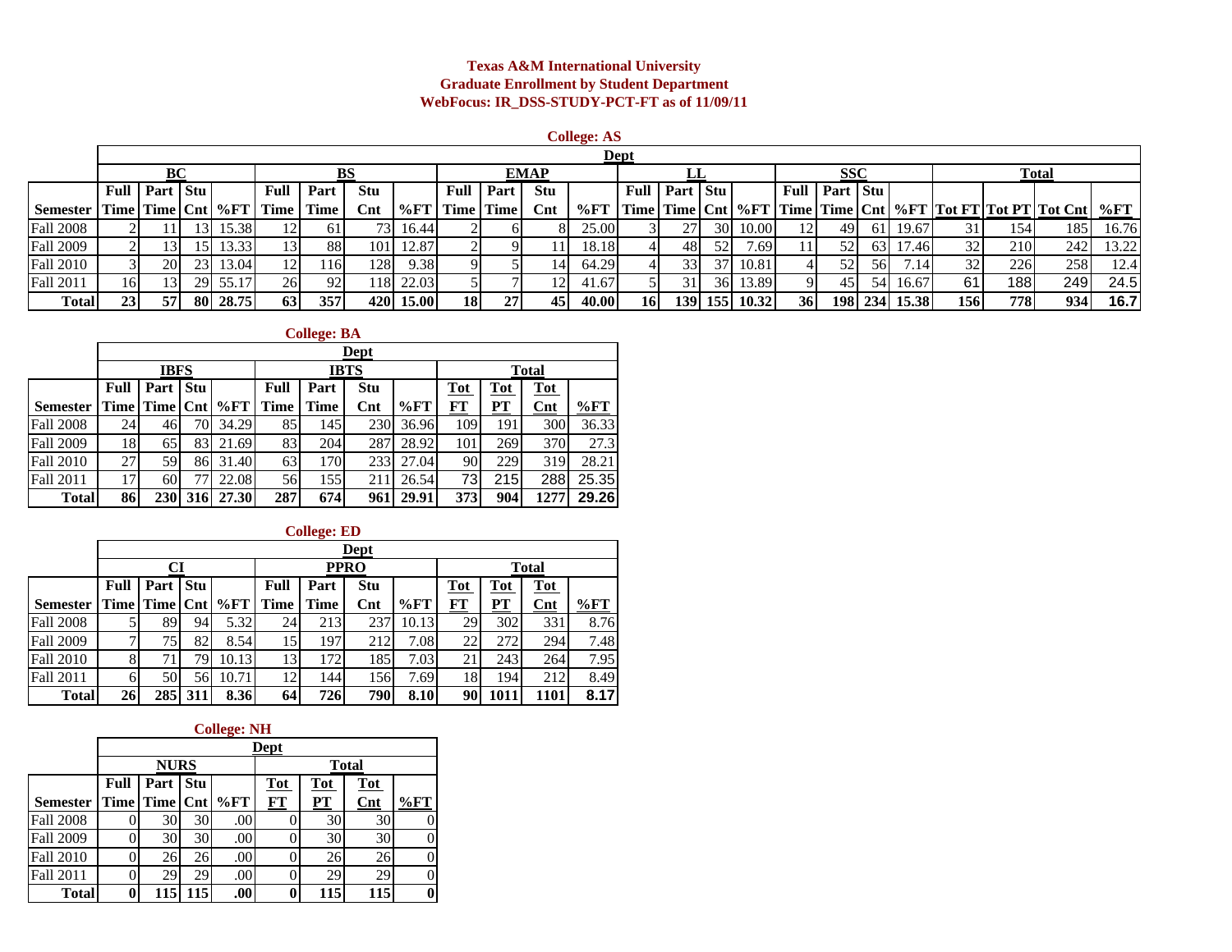# Texas A&M International University
## Graduate Enrollment by Student Department
### WebFocus: IR_DSS-STUDY-PCT-FT as of 11/09/11

**College: AS**

| | Dept | | | | | | | | | | | | | | | | | | | | | | | |
|---|---|---|---|---|---|---|---|---|---|---|---|---|---|---|---|---|---|---|---|---|---|---|---|---|
| | BC | | | | BS | | | | EMAP | | | | LL | | | | SSC | | | | Total | | | |
| Semester | Full Time | Part Time | Stu Cnt | %FT | Full Time | Part Time | Stu Cnt | %FT | Full Time | Part Time | Stu Cnt | %FT | Full Time | Part Time | Stu Cnt | %FT | Full Time | Part Time | Stu Cnt | %FT | Tot FT | Tot PT | Tot Cnt | %FT |
| Fall 2008 | 2 | 11 | 13 | 15.38 | 12 | 61 | 73 | 16.44 | 2 | 6 | 8 | 25.00 | 3 | 27 | 30 | 10.00 | 12 | 49 | 61 | 19.67 | 31 | 154 | 185 | 16.76 |
| Fall 2009 | 2 | 13 | 15 | 13.33 | 13 | 88 | 101 | 12.87 | 2 | 9 | 11 | 18.18 | 4 | 48 | 52 | 7.69 | 11 | 52 | 63 | 17.46 | 32 | 210 | 242 | 13.22 |
| Fall 2010 | 3 | 20 | 23 | 13.04 | 12 | 116 | 128 | 9.38 | 9 | 5 | 14 | 64.29 | 4 | 33 | 37 | 10.81 | 4 | 52 | 56 | 7.14 | 32 | 226 | 258 | 12.4 |
| Fall 2011 | 16 | 13 | 29 | 55.17 | 26 | 92 | 118 | 22.03 | 5 | 7 | 12 | 41.67 | 5 | 31 | 36 | 13.89 | 9 | 45 | 54 | 16.67 | 61 | 188 | 249 | 24.5 |
| **Total** | **23** | **57** | **80** | **28.75** | **63** | **357** | **420** | **15.00** | **18** | **27** | **45** | **40.00** | **16** | **139** | **155** | **10.32** | **36** | **198** | **234** | **15.38** | **156** | **778** | **934** | **16.7** |

**College: BA**

| | Dept | | | | | | | | | | | |
|---|---|---|---|---|---|---|---|---|---|---|---|---|
| | IBFS | | | | IBTS | | | | Total | | | |
| Semester | Full Time | Part Time | Stu Cnt | %FT | Full Time | Part Time | Stu Cnt | %FT | Tot FT | Tot PT | Tot Cnt | %FT |
| Fall 2008 | 24 | 46 | 70 | 34.29 | 85 | 145 | 230 | 36.96 | 109 | 191 | 300 | 36.33 |
| Fall 2009 | 18 | 65 | 83 | 21.69 | 83 | 204 | 287 | 28.92 | 101 | 269 | 370 | 27.3 |
| Fall 2010 | 27 | 59 | 86 | 31.40 | 63 | 170 | 233 | 27.04 | 90 | 229 | 319 | 28.21 |
| Fall 2011 | 17 | 60 | 77 | 22.08 | 56 | 155 | 211 | 26.54 | 73 | 215 | 288 | 25.35 |
| **Total** | **86** | **230** | **316** | **27.30** | **287** | **674** | **961** | **29.91** | **373** | **904** | **1277** | **29.26** |

**College: ED**

| | Dept | | | | | | | | | | | |
|---|---|---|---|---|---|---|---|---|---|---|---|---|
| | CI | | | | PPRO | | | | Total | | | |
| Semester | Full Time | Part Time | Stu Cnt | %FT | Full Time | Part Time | Stu Cnt | %FT | Tot FT | Tot PT | Tot Cnt | %FT |
| Fall 2008 | 5 | 89 | 94 | 5.32 | 24 | 213 | 237 | 10.13 | 29 | 302 | 331 | 8.76 |
| Fall 2009 | 7 | 75 | 82 | 8.54 | 15 | 197 | 212 | 7.08 | 22 | 272 | 294 | 7.48 |
| Fall 2010 | 8 | 71 | 79 | 10.13 | 13 | 172 | 185 | 7.03 | 21 | 243 | 264 | 7.95 |
| Fall 2011 | 6 | 50 | 56 | 10.71 | 12 | 144 | 156 | 7.69 | 18 | 194 | 212 | 8.49 |
| **Total** | **26** | **285** | **311** | **8.36** | **64** | **726** | **790** | **8.10** | **90** | **1011** | **1101** | **8.17** |

**College: NH**

| | Dept | | | | | | | |
|---|---|---|---|---|---|---|---|---|
| | NURS | | | | Total | | | |
| Semester | Full Time | Part Time | Stu Cnt | %FT | Tot FT | Tot PT | Tot Cnt | %FT |
| Fall 2008 | 0 | 30 | 30 | .00 | 0 | 30 | 30 | 0 |
| Fall 2009 | 0 | 30 | 30 | .00 | 0 | 30 | 30 | 0 |
| Fall 2010 | 0 | 26 | 26 | .00 | 0 | 26 | 26 | 0 |
| Fall 2011 | 0 | 29 | 29 | .00 | 0 | 29 | 29 | 0 |
| **Total** | **0** | **115** | **115** | **.00** | **0** | **115** | **115** | **0** |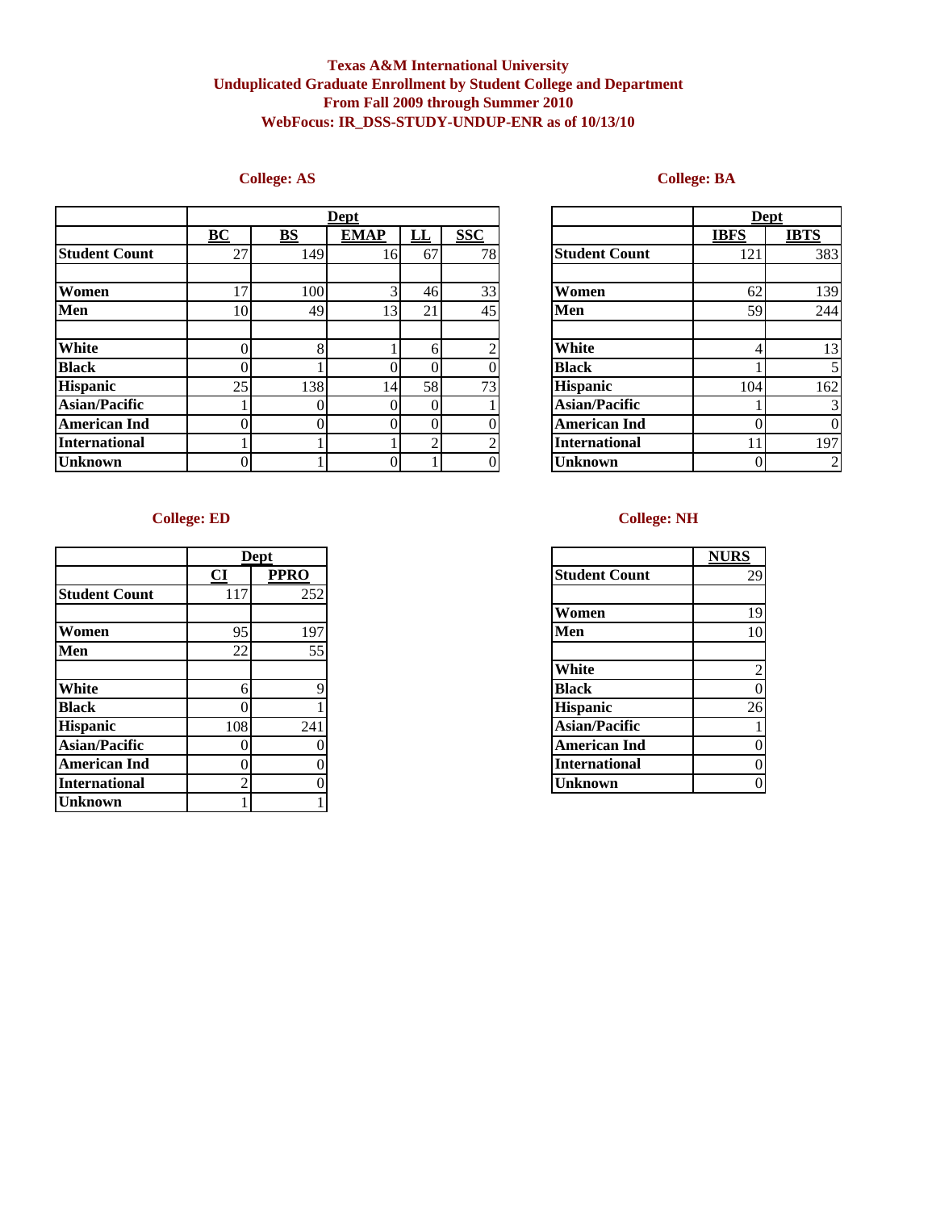# Texas A&M International University
## Unduplicated Graduate Enrollment by Student College and Department
## From Fall 2009 through Summer 2010
## WebFocus: IR_DSS-STUDY-UNDUP-ENR as of 10/13/10

### College: AS

| | Dept | | | | |
|---|---|---|---|---|---|
| | **BC** | **BS** | **EMAP** | **LL** | **SSC** |
| **Student Count** | 27 | 149 | 16 | 67 | 78 |
| | | | | | |
| **Women** | 17 | 100 | 3 | 46 | 33 |
| **Men** | 10 | 49 | 13 | 21 | 45 |
| | | | | | |
| **White** | 0 | 8 | 1 | 6 | 2 |
| **Black** | 0 | 1 | 0 | 0 | 0 |
| **Hispanic** | 25 | 138 | 14 | 58 | 73 |
| **Asian/Pacific** | 1 | 0 | 0 | 0 | 1 |
| **American Ind** | 0 | 0 | 0 | 0 | 0 |
| **International** | 1 | 1 | 1 | 2 | 2 |
| **Unknown** | 0 | 1 | 0 | 1 | 0 |

### College: BA

| | Dept | |
|---|---|---|
| | **IBFS** | **IBTS** |
| **Student Count** | 121 | 383 |
| | | |
| **Women** | 62 | 139 |
| **Men** | 59 | 244 |
| | | |
| **White** | 4 | 13 |
| **Black** | 1 | 5 |
| **Hispanic** | 104 | 162 |
| **Asian/Pacific** | 1 | 3 |
| **American Ind** | 0 | 0 |
| **International** | 11 | 197 |
| **Unknown** | 0 | 2 |

### College: ED

| | Dept | |
|---|---|---|
| | **CI** | **PPRO** |
| **Student Count** | 117 | 252 |
| | | |
| **Women** | 95 | 197 |
| **Men** | 22 | 55 |
| | | |
| **White** | 6 | 9 |
| **Black** | 0 | 1 |
| **Hispanic** | 108 | 241 |
| **Asian/Pacific** | 0 | 0 |
| **American Ind** | 0 | 0 |
| **International** | 2 | 0 |
| **Unknown** | 1 | 1 |

### College: NH

| | **NURS** |
|---|---|
| **Student Count** | 29 |
| | |
| **Women** | 19 |
| **Men** | 10 |
| | |
| **White** | 2 |
| **Black** | 0 |
| **Hispanic** | 26 |
| **Asian/Pacific** | 1 |
| **American Ind** | 0 |
| **International** | 0 |
| **Unknown** | 0 |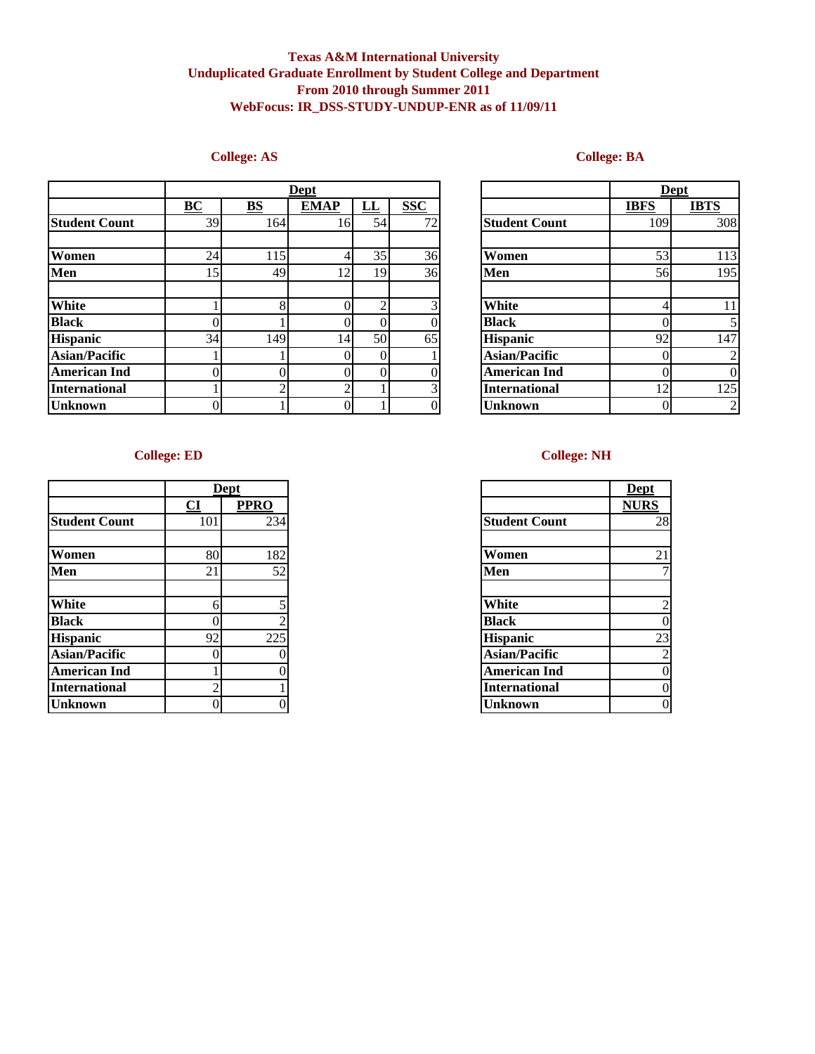# Texas A&M International University
## Unduplicated Graduate Enrollment by Student College and Department
## From 2010 through Summer 2011
## WebFocus: IR_DSS-STUDY-UNDUP-ENR as of 11/09/11

### College: AS

| | Dept | | | | |
|---|---|---|---|---|---|
| | BC | BS | EMAP | LL | SSC |
| Student Count | 39 | 164 | 16 | 54 | 72 |
| | | | | | |
| Women | 24 | 115 | 4 | 35 | 36 |
| Men | 15 | 49 | 12 | 19 | 36 |
| | | | | | |
| White | 1 | 8 | 0 | 2 | 3 |
| Black | 0 | 1 | 0 | 0 | 0 |
| Hispanic | 34 | 149 | 14 | 50 | 65 |
| Asian/Pacific | 1 | 1 | 0 | 0 | 1 |
| American Ind | 0 | 0 | 0 | 0 | 0 |
| International | 1 | 2 | 2 | 1 | 3 |
| Unknown | 0 | 1 | 0 | 1 | 0 |

### College: BA

| | Dept | |
|---|---|---|
| | IBFS | IBTS |
| Student Count | 109 | 308 |
| | | |
| Women | 53 | 113 |
| Men | 56 | 195 |
| | | |
| White | 4 | 11 |
| Black | 0 | 5 |
| Hispanic | 92 | 147 |
| Asian/Pacific | 0 | 2 |
| American Ind | 0 | 0 |
| International | 12 | 125 |
| Unknown | 0 | 2 |

### College: ED

| | Dept | |
|---|---|---|
| | CI | PPRO |
| Student Count | 101 | 234 |
| | | |
| Women | 80 | 182 |
| Men | 21 | 52 |
| | | |
| White | 6 | 5 |
| Black | 0 | 2 |
| Hispanic | 92 | 225 |
| Asian/Pacific | 0 | 0 |
| American Ind | 1 | 0 |
| International | 2 | 1 |
| Unknown | 0 | 0 |

### College: NH

| | Dept |
|---|---|
| | NURS |
| Student Count | 28 |
| | |
| Women | 21 |
| Men | 7 |
| | |
| White | 2 |
| Black | 0 |
| Hispanic | 23 |
| Asian/Pacific | 2 |
| American Ind | 0 |
| International | 0 |
| Unknown | 0 |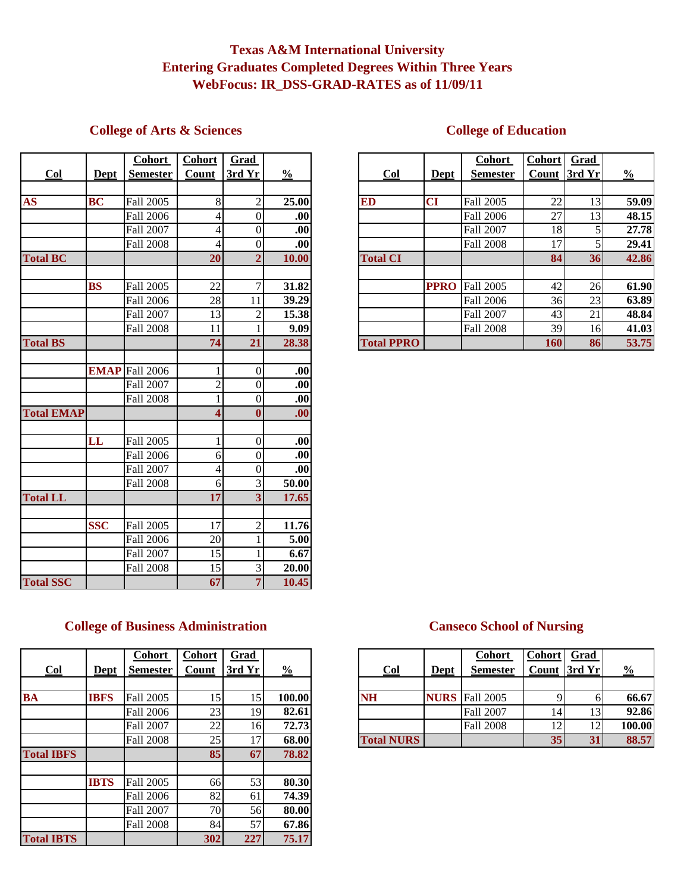# Texas A&M International University
# Entering Graduates Completed Degrees Within Three Years
# WebFocus: IR_DSS-GRAD-RATES as of 11/09/11

## College of Arts & Sciences

| Col | Dept | Cohort Semester | Cohort Count | Grad 3rd Yr | % |
|---|---|---|---|---|---|
| AS | BC | Fall 2005 | 8 | 2 | 25.00 |
| | | Fall 2006 | 4 | 0 | .00 |
| | | Fall 2007 | 4 | 0 | .00 |
| | | Fall 2008 | 4 | 0 | .00 |
| Total BC | | | 20 | 2 | 10.00 |
| | BS | Fall 2005 | 22 | 7 | 31.82 |
| | | Fall 2006 | 28 | 11 | 39.29 |
| | | Fall 2007 | 13 | 2 | 15.38 |
| | | Fall 2008 | 11 | 1 | 9.09 |
| Total BS | | | 74 | 21 | 28.38 |
| | EMAP | Fall 2006 | 1 | 0 | .00 |
| | | Fall 2007 | 2 | 0 | .00 |
| | | Fall 2008 | 1 | 0 | .00 |
| Total EMAP | | | 4 | 0 | .00 |
| | LL | Fall 2005 | 1 | 0 | .00 |
| | | Fall 2006 | 6 | 0 | .00 |
| | | Fall 2007 | 4 | 0 | .00 |
| | | Fall 2008 | 6 | 3 | 50.00 |
| Total LL | | | 17 | 3 | 17.65 |
| | SSC | Fall 2005 | 17 | 2 | 11.76 |
| | | Fall 2006 | 20 | 1 | 5.00 |
| | | Fall 2007 | 15 | 1 | 6.67 |
| | | Fall 2008 | 15 | 3 | 20.00 |
| Total SSC | | | 67 | 7 | 10.45 |

## College of Education

| Col | Dept | Cohort Semester | Cohort Count | Grad 3rd Yr | % |
|---|---|---|---|---|---|
| ED | CI | Fall 2005 | 22 | 13 | 59.09 |
| | | Fall 2006 | 27 | 13 | 48.15 |
| | | Fall 2007 | 18 | 5 | 27.78 |
| | | Fall 2008 | 17 | 5 | 29.41 |
| Total CI | | | 84 | 36 | 42.86 |
| | PPRO | Fall 2005 | 42 | 26 | 61.90 |
| | | Fall 2006 | 36 | 23 | 63.89 |
| | | Fall 2007 | 43 | 21 | 48.84 |
| | | Fall 2008 | 39 | 16 | 41.03 |
| Total PPRO | | | 160 | 86 | 53.75 |

## College of Business Administration

| Col | Dept | Cohort Semester | Cohort Count | Grad 3rd Yr | % |
|---|---|---|---|---|---|
| BA | IBFS | Fall 2005 | 15 | 15 | 100.00 |
| | | Fall 2006 | 23 | 19 | 82.61 |
| | | Fall 2007 | 22 | 16 | 72.73 |
| | | Fall 2008 | 25 | 17 | 68.00 |
| Total IBFS | | | 85 | 67 | 78.82 |
| | IBTS | Fall 2005 | 66 | 53 | 80.30 |
| | | Fall 2006 | 82 | 61 | 74.39 |
| | | Fall 2007 | 70 | 56 | 80.00 |
| | | Fall 2008 | 84 | 57 | 67.86 |
| Total IBTS | | | 302 | 227 | 75.17 |

## Canseco School of Nursing

| Col | Dept | Cohort Semester | Cohort Count | Grad 3rd Yr | % |
|---|---|---|---|---|---|
| NH | NURS | Fall 2005 | 9 | 6 | 66.67 |
| | | Fall 2007 | 14 | 13 | 92.86 |
| | | Fall 2008 | 12 | 12 | 100.00 |
| Total NURS | | | 35 | 31 | 88.57 |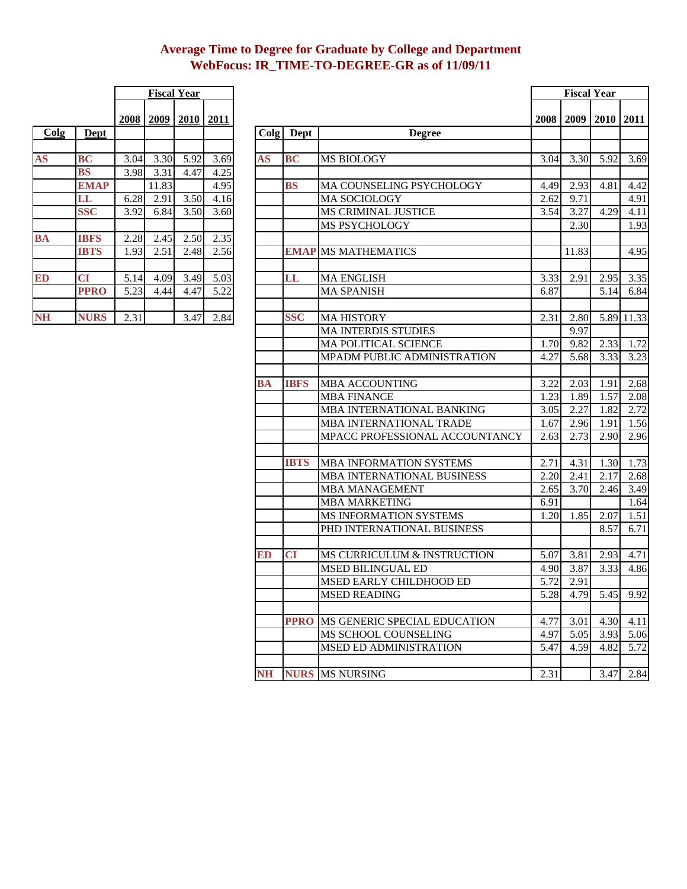# Average Time to Degree for Graduate by College and Department
## WebFocus: IR_TIME-TO-DEGREE-GR as of 11/09/11

| Colg | Dept | 2008 | 2009 | 2010 | 2011 |
|---|---|---|---|---|---|
| | | Fiscal Year | | | |
| AS | BC | 3.04 | 3.30 | 5.92 | 3.69 |
| | BS | 3.98 | 3.31 | 4.47 | 4.25 |
| | EMAP | | 11.83 | | 4.95 |
| | LL | 6.28 | 2.91 | 3.50 | 4.16 |
| | SSC | 3.92 | 6.84 | 3.50 | 3.60 |
| BA | IBFS | 2.28 | 2.45 | 2.50 | 2.35 |
| | IBTS | 1.93 | 2.51 | 2.48 | 2.56 |
| ED | CI | 5.14 | 4.09 | 3.49 | 5.03 |
| | PPRO | 5.23 | 4.44 | 4.47 | 5.22 |
| NH | NURS | 2.31 | | 3.47 | 2.84 |

| Colg | Dept | Degree | 2008 | 2009 | 2010 | 2011 |
|---|---|---|---|---|---|---|
| | | | Fiscal Year | | | |
| AS | BC | MS BIOLOGY | 3.04 | 3.30 | 5.92 | 3.69 |
| | BS | MA COUNSELING PSYCHOLOGY | 4.49 | 2.93 | 4.81 | 4.42 |
| | | MA SOCIOLOGY | 2.62 | 9.71 | | 4.91 |
| | | MS CRIMINAL JUSTICE | 3.54 | 3.27 | 4.29 | 4.11 |
| | | MS PSYCHOLOGY | | 2.30 | | 1.93 |
| | EMAP | MS MATHEMATICS | | 11.83 | | 4.95 |
| | LL | MA ENGLISH | 3.33 | 2.91 | 2.95 | 3.35 |
| | | MA SPANISH | 6.87 | | 5.14 | 6.84 |
| | SSC | MA HISTORY | 2.31 | 2.80 | 5.89 | 11.33 |
| | | MA INTERDIS STUDIES | | 9.97 | | |
| | | MA POLITICAL SCIENCE | 1.70 | 9.82 | 2.33 | 1.72 |
| | | MPADM PUBLIC ADMINISTRATION | 4.27 | 5.68 | 3.33 | 3.23 |
| BA | IBFS | MBA ACCOUNTING | 3.22 | 2.03 | 1.91 | 2.68 |
| | | MBA FINANCE | 1.23 | 1.89 | 1.57 | 2.08 |
| | | MBA INTERNATIONAL BANKING | 3.05 | 2.27 | 1.82 | 2.72 |
| | | MBA INTERNATIONAL TRADE | 1.67 | 2.96 | 1.91 | 1.56 |
| | | MPACC PROFESSIONAL ACCOUNTANCY | 2.63 | 2.73 | 2.90 | 2.96 |
| | IBTS | MBA INFORMATION SYSTEMS | 2.71 | 4.31 | 1.30 | 1.73 |
| | | MBA INTERNATIONAL BUSINESS | 2.20 | 2.41 | 2.17 | 2.68 |
| | | MBA MANAGEMENT | 2.65 | 3.70 | 2.46 | 3.49 |
| | | MBA MARKETING | 6.91 | | | 1.64 |
| | | MS INFORMATION SYSTEMS | 1.20 | 1.85 | 2.07 | 1.51 |
| | | PHD INTERNATIONAL BUSINESS | | | 8.57 | 6.71 |
| ED | CI | MS CURRICULUM & INSTRUCTION | 5.07 | 3.81 | 2.93 | 4.71 |
| | | MSED BILINGUAL ED | 4.90 | 3.87 | 3.33 | 4.86 |
| | | MSED EARLY CHILDHOOD ED | 5.72 | 2.91 | | |
| | | MSED READING | 5.28 | 4.79 | 5.45 | 9.92 |
| | PPRO | MS GENERIC SPECIAL EDUCATION | 4.77 | 3.01 | 4.30 | 4.11 |
| | | MS SCHOOL COUNSELING | 4.97 | 5.05 | 3.93 | 5.06 |
| | | MSED ED ADMINISTRATION | 5.47 | 4.59 | 4.82 | 5.72 |
| NH | NURS | MS NURSING | 2.31 | | 3.47 | 2.84 |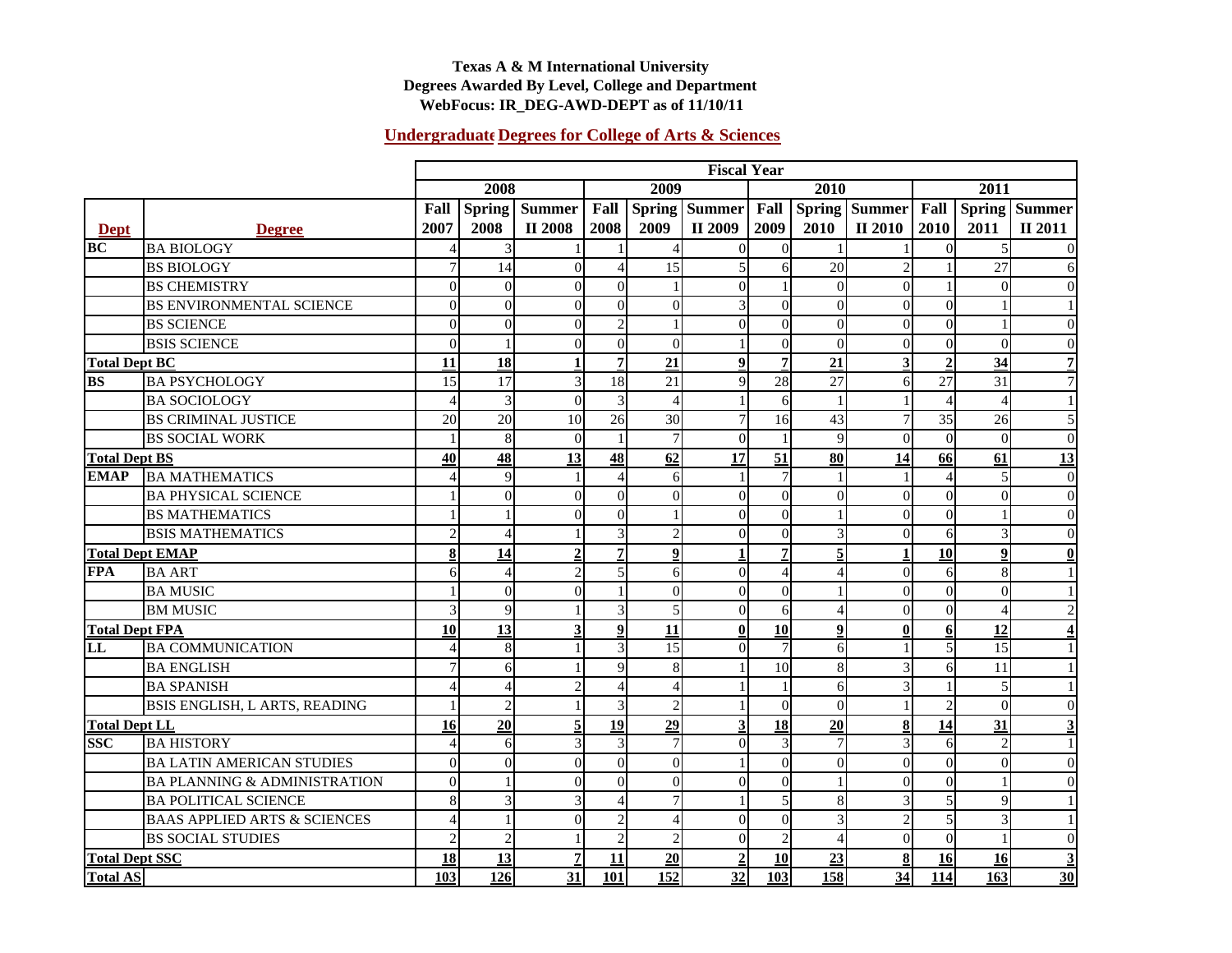**Texas A & M International University**
**Degrees Awarded By Level, College and Department**
**WebFocus: IR_DEG-AWD-DEPT as of 11/10/11**

## Undergraduate Degrees for College of Arts & Sciences

| Dept | Degree | Fiscal Year | | | | | | | | | | | |
|---|---|---|---|---|---|---|---|---|---|---|---|---|---|
| | | 2008 | | | 2009 | | | 2010 | | | 2011 | | |
| | | Fall 2007 | Spring 2008 | Summer II 2008 | Fall 2008 | Spring 2009 | Summer II 2009 | Fall 2009 | Spring 2010 | Summer II 2010 | Fall 2010 | Spring 2011 | Summer II 2011 |
| BC | BA BIOLOGY | 4 | 3 | 1 | 1 | 4 | 0 | 0 | 1 | 1 | 0 | 5 | 0 |
| | BS BIOLOGY | 7 | 14 | 0 | 4 | 15 | 5 | 6 | 20 | 2 | 1 | 27 | 6 |
| | BS CHEMISTRY | 0 | 0 | 0 | 0 | 1 | 0 | 1 | 0 | 0 | 1 | 0 | 0 |
| | BS ENVIRONMENTAL SCIENCE | 0 | 0 | 0 | 0 | 0 | 3 | 0 | 0 | 0 | 0 | 1 | 1 |
| | BS SCIENCE | 0 | 0 | 0 | 2 | 1 | 0 | 0 | 0 | 0 | 0 | 1 | 0 |
| | BSIS SCIENCE | 0 | 1 | 0 | 0 | 0 | 1 | 0 | 0 | 0 | 0 | 0 | 0 |
| **Total Dept BC** | | **11** | **18** | **1** | **7** | **21** | **9** | **7** | **21** | **3** | **2** | **34** | **7** |
| BS | BA PSYCHOLOGY | 15 | 17 | 3 | 18 | 21 | 9 | 28 | 27 | 6 | 27 | 31 | 7 |
| | BA SOCIOLOGY | 4 | 3 | 0 | 3 | 4 | 1 | 6 | 1 | 1 | 4 | 4 | 1 |
| | BS CRIMINAL JUSTICE | 20 | 20 | 10 | 26 | 30 | 7 | 16 | 43 | 7 | 35 | 26 | 5 |
| | BS SOCIAL WORK | 1 | 8 | 0 | 1 | 7 | 0 | 1 | 9 | 0 | 0 | 0 | 0 |
| **Total Dept BS** | | **40** | **48** | **13** | **48** | **62** | **17** | **51** | **80** | **14** | **66** | **61** | **13** |
| EMAP | BA MATHEMATICS | 4 | 9 | 1 | 4 | 6 | 1 | 7 | 1 | 1 | 4 | 5 | 0 |
| | BA PHYSICAL SCIENCE | 1 | 0 | 0 | 0 | 0 | 0 | 0 | 0 | 0 | 0 | 0 | 0 |
| | BS MATHEMATICS | 1 | 1 | 0 | 0 | 1 | 0 | 0 | 1 | 0 | 0 | 1 | 0 |
| | BSIS MATHEMATICS | 2 | 4 | 1 | 3 | 2 | 0 | 0 | 3 | 0 | 6 | 3 | 0 |
| **Total Dept EMAP** | | **8** | **14** | **2** | **7** | **9** | **1** | **7** | **5** | **1** | **10** | **9** | **0** |
| FPA | BA ART | 6 | 4 | 2 | 5 | 6 | 0 | 4 | 4 | 0 | 6 | 8 | 1 |
| | BA MUSIC | 1 | 0 | 0 | 1 | 0 | 0 | 0 | 1 | 0 | 0 | 0 | 1 |
| | BM MUSIC | 3 | 9 | 1 | 3 | 5 | 0 | 6 | 4 | 0 | 0 | 4 | 2 |
| **Total Dept FPA** | | **10** | **13** | **3** | **9** | **11** | **0** | **10** | **9** | **0** | **6** | **12** | **4** |
| LL | BA COMMUNICATION | 4 | 8 | 1 | 3 | 15 | 0 | 7 | 6 | 1 | 5 | 15 | 1 |
| | BA ENGLISH | 7 | 6 | 1 | 9 | 8 | 1 | 10 | 8 | 3 | 6 | 11 | 1 |
| | BA SPANISH | 4 | 4 | 2 | 4 | 4 | 1 | 1 | 6 | 3 | 1 | 5 | 1 |
| | BSIS ENGLISH, L ARTS, READING | 1 | 2 | 1 | 3 | 2 | 1 | 0 | 0 | 1 | 2 | 0 | 0 |
| **Total Dept LL** | | **16** | **20** | **5** | **19** | **29** | **3** | **18** | **20** | **8** | **14** | **31** | **3** |
| SSC | BA HISTORY | 4 | 6 | 3 | 3 | 7 | 0 | 3 | 7 | 3 | 6 | 2 | 1 |
| | BA LATIN AMERICAN STUDIES | 0 | 0 | 0 | 0 | 0 | 1 | 0 | 0 | 0 | 0 | 0 | 0 |
| | BA PLANNING & ADMINISTRATION | 0 | 1 | 0 | 0 | 0 | 0 | 0 | 1 | 0 | 0 | 1 | 0 |
| | BA POLITICAL SCIENCE | 8 | 3 | 3 | 4 | 7 | 1 | 5 | 8 | 3 | 5 | 9 | 1 |
| | BAAS APPLIED ARTS & SCIENCES | 4 | 1 | 0 | 2 | 4 | 0 | 0 | 3 | 2 | 5 | 3 | 1 |
| | BS SOCIAL STUDIES | 2 | 2 | 1 | 2 | 2 | 0 | 2 | 4 | 0 | 0 | 1 | 0 |
| **Total Dept SSC** | | **18** | **13** | **7** | **11** | **20** | **2** | **10** | **23** | **8** | **16** | **16** | **3** |
| **Total AS** | | **103** | **126** | **31** | **101** | **152** | **32** | **103** | **158** | **34** | **114** | **163** | **30** |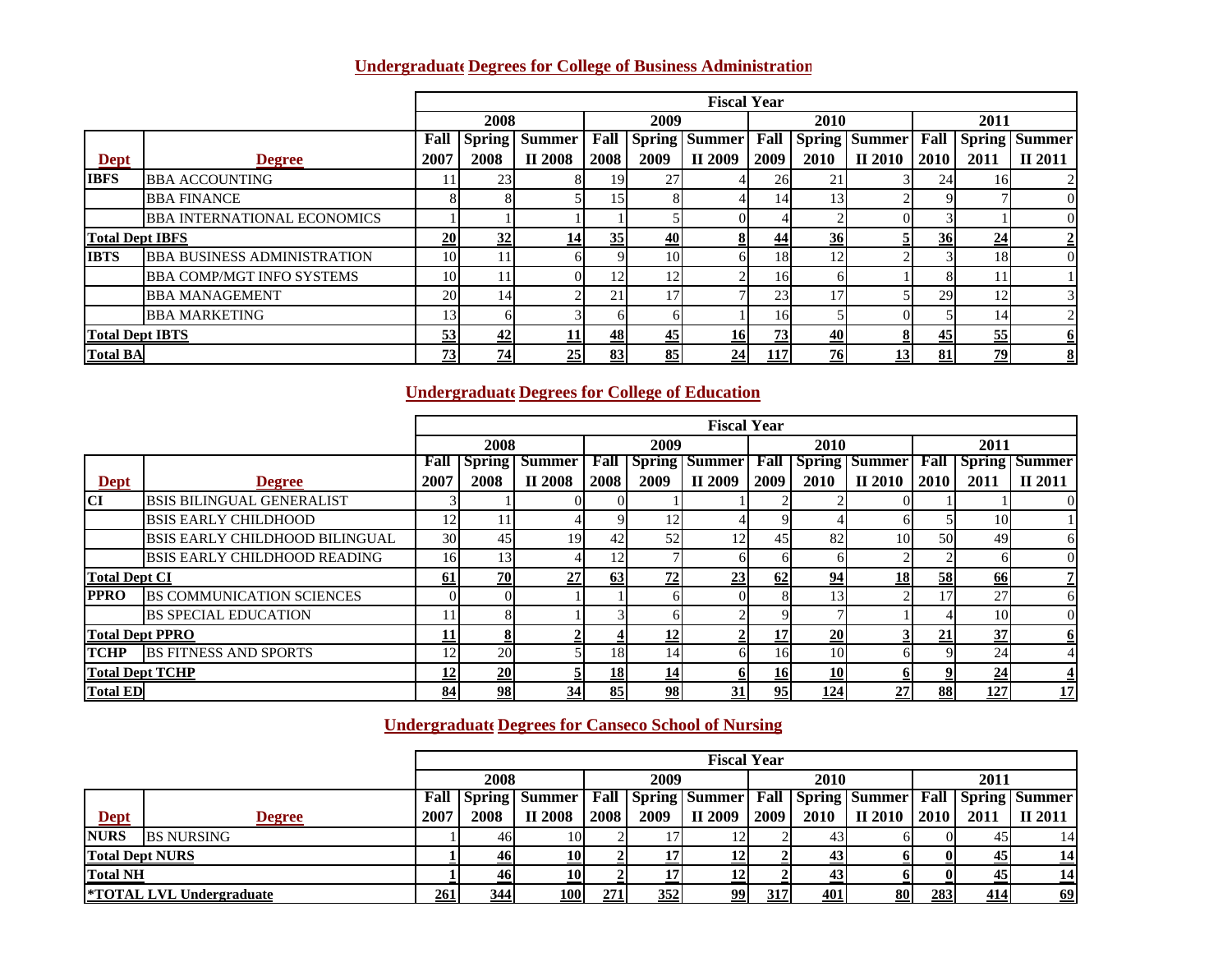## Undergraduate Degrees for College of Business Administration

| | | Fiscal Year | | | | | | | | | | | |
|---|---|---|---|---|---|---|---|---|---|---|---|---|---|
| | | 2008 | | | 2009 | | | 2010 | | | 2011 | | |
| Dept | Degree | Fall 2007 | Spring 2008 | Summer II 2008 | Fall 2008 | Spring 2009 | Summer II 2009 | Fall 2009 | Spring 2010 | Summer II 2010 | Fall 2010 | Spring 2011 | Summer II 2011 |
| IBFS | BBA ACCOUNTING | 11 | 23 | 8 | 19 | 27 | 4 | 26 | 21 | 3 | 24 | 16 | 2 |
| | BBA FINANCE | 8 | 8 | 5 | 15 | 8 | 4 | 14 | 13 | 2 | 9 | 7 | 0 |
| | BBA INTERNATIONAL ECONOMICS | 1 | 1 | 1 | 1 | 5 | 0 | 4 | 2 | 0 | 3 | 1 | 0 |
| Total Dept IBFS | | 20 | 32 | 14 | 35 | 40 | 8 | 44 | 36 | 5 | 36 | 24 | 2 |
| IBTS | BBA BUSINESS ADMINISTRATION | 10 | 11 | 6 | 9 | 10 | 6 | 18 | 12 | 2 | 3 | 18 | 0 |
| | BBA COMP/MGT INFO SYSTEMS | 10 | 11 | 0 | 12 | 12 | 2 | 16 | 6 | 1 | 8 | 11 | 1 |
| | BBA MANAGEMENT | 20 | 14 | 2 | 21 | 17 | 7 | 23 | 17 | 5 | 29 | 12 | 3 |
| | BBA MARKETING | 13 | 6 | 3 | 6 | 6 | 1 | 16 | 5 | 0 | 5 | 14 | 2 |
| Total Dept IBTS | | 53 | 42 | 11 | 48 | 45 | 16 | 73 | 40 | 8 | 45 | 55 | 6 |
| Total BA | | 73 | 74 | 25 | 83 | 85 | 24 | 117 | 76 | 13 | 81 | 79 | 8 |

## Undergraduate Degrees for College of Education

| | | Fiscal Year | | | | | | | | | | | |
|---|---|---|---|---|---|---|---|---|---|---|---|---|---|
| | | 2008 | | | 2009 | | | 2010 | | | 2011 | | |
| Dept | Degree | Fall 2007 | Spring 2008 | Summer II 2008 | Fall 2008 | Spring 2009 | Summer II 2009 | Fall 2009 | Spring 2010 | Summer II 2010 | Fall 2010 | Spring 2011 | Summer II 2011 |
| CI | BSIS BILINGUAL GENERALIST | 3 | 1 | 0 | 0 | 1 | 1 | 2 | 2 | 0 | 1 | 1 | 0 |
| | BSIS EARLY CHILDHOOD | 12 | 11 | 4 | 9 | 12 | 4 | 9 | 4 | 6 | 5 | 10 | 1 |
| | BSIS EARLY CHILDHOOD BILINGUAL | 30 | 45 | 19 | 42 | 52 | 12 | 45 | 82 | 10 | 50 | 49 | 6 |
| | BSIS EARLY CHILDHOOD READING | 16 | 13 | 4 | 12 | 7 | 6 | 6 | 6 | 2 | 2 | 6 | 0 |
| Total Dept CI | | 61 | 70 | 27 | 63 | 72 | 23 | 62 | 94 | 18 | 58 | 66 | 7 |
| PPRO | BS COMMUNICATION SCIENCES | 0 | 0 | 1 | 1 | 6 | 0 | 8 | 13 | 2 | 17 | 27 | 6 |
| | BS SPECIAL EDUCATION | 11 | 8 | 1 | 3 | 6 | 2 | 9 | 7 | 1 | 4 | 10 | 0 |
| Total Dept PPRO | | 11 | 8 | 2 | 4 | 12 | 2 | 17 | 20 | 3 | 21 | 37 | 6 |
| TCHP | BS FITNESS AND SPORTS | 12 | 20 | 5 | 18 | 14 | 6 | 16 | 10 | 6 | 9 | 24 | 4 |
| Total Dept TCHP | | 12 | 20 | 5 | 18 | 14 | 6 | 16 | 10 | 6 | 9 | 24 | 4 |
| Total ED | | 84 | 98 | 34 | 85 | 98 | 31 | 95 | 124 | 27 | 88 | 127 | 17 |

## Undergraduate Degrees for Canseco School of Nursing

| | | Fiscal Year | | | | | | | | | | | |
|---|---|---|---|---|---|---|---|---|---|---|---|---|---|
| | | 2008 | | | 2009 | | | 2010 | | | 2011 | | |
| Dept | Degree | Fall 2007 | Spring 2008 | Summer II 2008 | Fall 2008 | Spring 2009 | Summer II 2009 | Fall 2009 | Spring 2010 | Summer II 2010 | Fall 2010 | Spring 2011 | Summer II 2011 |
| NURS | BS NURSING | 1 | 46 | 10 | 2 | 17 | 12 | 2 | 43 | 6 | 0 | 45 | 14 |
| Total Dept NURS | | 1 | 46 | 10 | 2 | 17 | 12 | 2 | 43 | 6 | 0 | 45 | 14 |
| Total NH | | 1 | 46 | 10 | 2 | 17 | 12 | 2 | 43 | 6 | 0 | 45 | 14 |
| *TOTAL LVL Undergraduate | | 261 | 344 | 100 | 271 | 352 | 99 | 317 | 401 | 80 | 283 | 414 | 69 |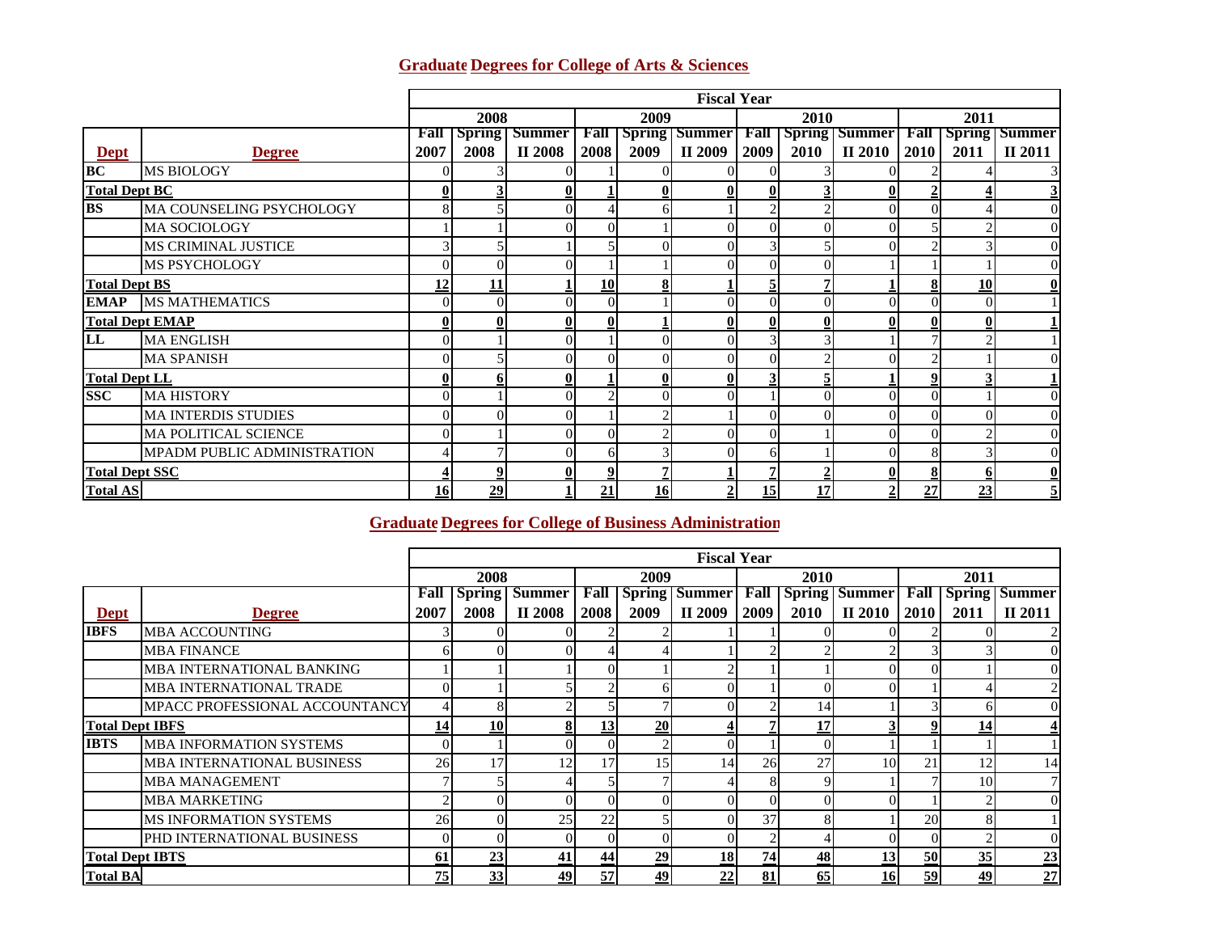## Graduate Degrees for College of Arts & Sciences

| | | Fiscal Year | | | | | | | | | | | |
|---|---|---|---|---|---|---|---|---|---|---|---|---|---|
| | | 2008 | | | 2009 | | | 2010 | | | 2011 | | |
| **Dept** | **Degree** | Fall 2007 | Spring 2008 | Summer II 2008 | Fall 2008 | Spring 2009 | Summer II 2009 | Fall 2009 | Spring 2010 | Summer II 2010 | Fall 2010 | Spring 2011 | Summer II 2011 |
| **BC** | MS BIOLOGY | 0 | 3 | 0 | 1 | 0 | 0 | 0 | 3 | 0 | 2 | 4 | 3 |
| **Total Dept BC** | | **0** | **3** | **0** | **1** | **0** | **0** | **0** | **3** | **0** | **2** | **4** | **3** |
| **BS** | MA COUNSELING PSYCHOLOGY | 8 | 5 | 0 | 4 | 6 | 1 | 2 | 2 | 0 | 0 | 4 | 0 |
| | MA SOCIOLOGY | 1 | 1 | 0 | 0 | 1 | 0 | 0 | 0 | 0 | 5 | 2 | 0 |
| | MS CRIMINAL JUSTICE | 3 | 5 | 1 | 5 | 0 | 0 | 3 | 5 | 0 | 2 | 3 | 0 |
| | MS PSYCHOLOGY | 0 | 0 | 0 | 1 | 1 | 0 | 0 | 0 | 1 | 1 | 1 | 0 |
| **Total Dept BS** | | **12** | **11** | **1** | **10** | **8** | **1** | **5** | **7** | **1** | **8** | **10** | **0** |
| **EMAP** | MS MATHEMATICS | 0 | 0 | 0 | 0 | 1 | 0 | 0 | 0 | 0 | 0 | 0 | 1 |
| **Total Dept EMAP** | | **0** | **0** | **0** | **0** | **1** | **0** | **0** | **0** | **0** | **0** | **0** | **1** |
| **LL** | MA ENGLISH | 0 | 1 | 0 | 1 | 0 | 0 | 3 | 3 | 1 | 7 | 2 | 1 |
| | MA SPANISH | 0 | 5 | 0 | 0 | 0 | 0 | 0 | 2 | 0 | 2 | 1 | 0 |
| **Total Dept LL** | | **0** | **6** | **0** | **1** | **0** | **0** | **3** | **5** | **1** | **9** | **3** | **1** |
| **SSC** | MA HISTORY | 0 | 1 | 0 | 2 | 0 | 0 | 1 | 0 | 0 | 0 | 1 | 0 |
| | MA INTERDIS STUDIES | 0 | 0 | 0 | 1 | 2 | 1 | 0 | 0 | 0 | 0 | 0 | 0 |
| | MA POLITICAL SCIENCE | 0 | 1 | 0 | 0 | 2 | 0 | 0 | 1 | 0 | 0 | 2 | 0 |
| | MPADM PUBLIC ADMINISTRATION | 4 | 7 | 0 | 6 | 3 | 0 | 6 | 1 | 0 | 8 | 3 | 0 |
| **Total Dept SSC** | | **4** | **9** | **0** | **9** | **7** | **1** | **7** | **2** | **0** | **8** | **6** | **0** |
| **Total AS** | | **16** | **29** | **1** | **21** | **16** | **2** | **15** | **17** | **2** | **27** | **23** | **5** |

## Graduate Degrees for College of Business Administration

| | | Fiscal Year | | | | | | | | | | | |
|---|---|---|---|---|---|---|---|---|---|---|---|---|---|
| | | 2008 | | | 2009 | | | 2010 | | | 2011 | | |
| **Dept** | **Degree** | Fall 2007 | Spring 2008 | Summer II 2008 | Fall 2008 | Spring 2009 | Summer II 2009 | Fall 2009 | Spring 2010 | Summer II 2010 | Fall 2010 | Spring 2011 | Summer II 2011 |
| **IBFS** | MBA ACCOUNTING | 3 | 0 | 0 | 2 | 2 | 1 | 1 | 0 | 0 | 2 | 0 | 2 |
| | MBA FINANCE | 6 | 0 | 0 | 4 | 4 | 1 | 2 | 2 | 2 | 3 | 3 | 0 |
| | MBA INTERNATIONAL BANKING | 1 | 1 | 1 | 0 | 1 | 2 | 1 | 1 | 0 | 0 | 1 | 0 |
| | MBA INTERNATIONAL TRADE | 0 | 1 | 5 | 2 | 6 | 0 | 1 | 0 | 0 | 1 | 4 | 2 |
| | MPACC PROFESSIONAL ACCOUNTANCY | 4 | 8 | 2 | 5 | 7 | 0 | 2 | 14 | 1 | 3 | 6 | 0 |
| **Total Dept IBFS** | | **14** | **10** | **8** | **13** | **20** | **4** | **7** | **17** | **3** | **9** | **14** | **4** |
| **IBTS** | MBA INFORMATION SYSTEMS | 0 | 1 | 0 | 0 | 2 | 0 | 1 | 0 | 1 | 1 | 1 | 1 |
| | MBA INTERNATIONAL BUSINESS | 26 | 17 | 12 | 17 | 15 | 14 | 26 | 27 | 10 | 21 | 12 | 14 |
| | MBA MANAGEMENT | 7 | 5 | 4 | 5 | 7 | 4 | 8 | 9 | 1 | 7 | 10 | 7 |
| | MBA MARKETING | 2 | 0 | 0 | 0 | 0 | 0 | 0 | 0 | 0 | 1 | 2 | 0 |
| | MS INFORMATION SYSTEMS | 26 | 0 | 25 | 22 | 5 | 0 | 37 | 8 | 1 | 20 | 8 | 1 |
| | PHD INTERNATIONAL BUSINESS | 0 | 0 | 0 | 0 | 0 | 0 | 2 | 4 | 0 | 0 | 2 | 0 |
| **Total Dept IBTS** | | **61** | **23** | **41** | **44** | **29** | **18** | **74** | **48** | **13** | **50** | **35** | **23** |
| **Total BA** | | **75** | **33** | **49** | **57** | **49** | **22** | **81** | **65** | **16** | **59** | **49** | **27** |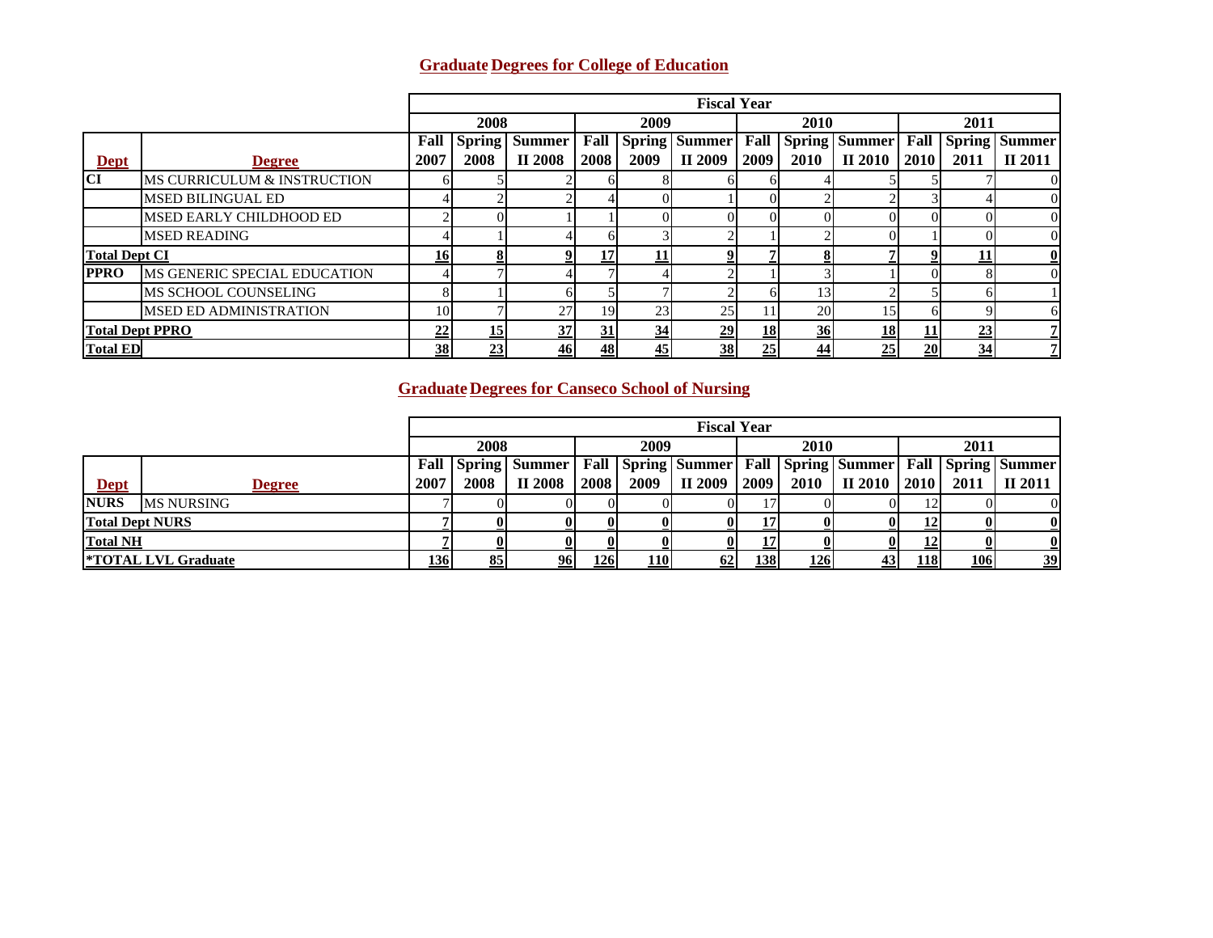## Graduate Degrees for College of Education

| | | Fiscal Year | | | | | | | | | | | |
|---|---|---|---|---|---|---|---|---|---|---|---|---|---|
| | | 2008 | | | 2009 | | | 2010 | | | 2011 | | |
| **Dept** | **Degree** | Fall 2007 | Spring 2008 | Summer II 2008 | Fall 2008 | Spring 2009 | Summer II 2009 | Fall 2009 | Spring 2010 | Summer II 2010 | Fall 2010 | Spring 2011 | Summer II 2011 |
| **CI** | MS CURRICULUM & INSTRUCTION | 6 | 5 | 2 | 6 | 8 | 6 | 6 | 4 | 5 | 5 | 7 | 0 |
| | MSED BILINGUAL ED | 4 | 2 | 2 | 4 | 0 | 1 | 0 | 2 | 2 | 3 | 4 | 0 |
| | MSED EARLY CHILDHOOD ED | 2 | 0 | 1 | 1 | 0 | 0 | 0 | 0 | 0 | 0 | 0 | 0 |
| | MSED READING | 4 | 1 | 4 | 6 | 3 | 2 | 1 | 2 | 0 | 1 | 0 | 0 |
| **Total Dept CI** | | **16** | **8** | **9** | **17** | **11** | **9** | **7** | **8** | **7** | **9** | **11** | **0** |
| **PPRO** | MS GENERIC SPECIAL EDUCATION | 4 | 7 | 4 | 7 | 4 | 2 | 1 | 3 | 1 | 0 | 8 | 0 |
| | MS SCHOOL COUNSELING | 8 | 1 | 6 | 5 | 7 | 2 | 6 | 13 | 2 | 5 | 6 | 1 |
| | MSED ED ADMINISTRATION | 10 | 7 | 27 | 19 | 23 | 25 | 11 | 20 | 15 | 6 | 9 | 6 |
| **Total Dept PPRO** | | **22** | **15** | **37** | **31** | **34** | **29** | **18** | **36** | **18** | **11** | **23** | **7** |
| **Total ED** | | **38** | **23** | **46** | **48** | **45** | **38** | **25** | **44** | **25** | **20** | **34** | **7** |

## Graduate Degrees for Canseco School of Nursing

| | | Fiscal Year | | | | | | | | | | | |
|---|---|---|---|---|---|---|---|---|---|---|---|---|---|
| | | 2008 | | | 2009 | | | 2010 | | | 2011 | | |
| **Dept** | **Degree** | Fall 2007 | Spring 2008 | Summer II 2008 | Fall 2008 | Spring 2009 | Summer II 2009 | Fall 2009 | Spring 2010 | Summer II 2010 | Fall 2010 | Spring 2011 | Summer II 2011 |
| **NURS** | MS NURSING | 7 | 0 | 0 | 0 | 0 | 0 | 17 | 0 | 0 | 12 | 0 | 0 |
| **Total Dept NURS** | | **7** | **0** | **0** | **0** | **0** | **0** | **17** | **0** | **0** | **12** | **0** | **0** |
| **Total NH** | | **7** | **0** | **0** | **0** | **0** | **0** | **17** | **0** | **0** | **12** | **0** | **0** |
| **\*TOTAL LVL Graduate** | | **136** | **85** | **96** | **126** | **110** | **62** | **138** | **126** | **43** | **118** | **106** | **39** |